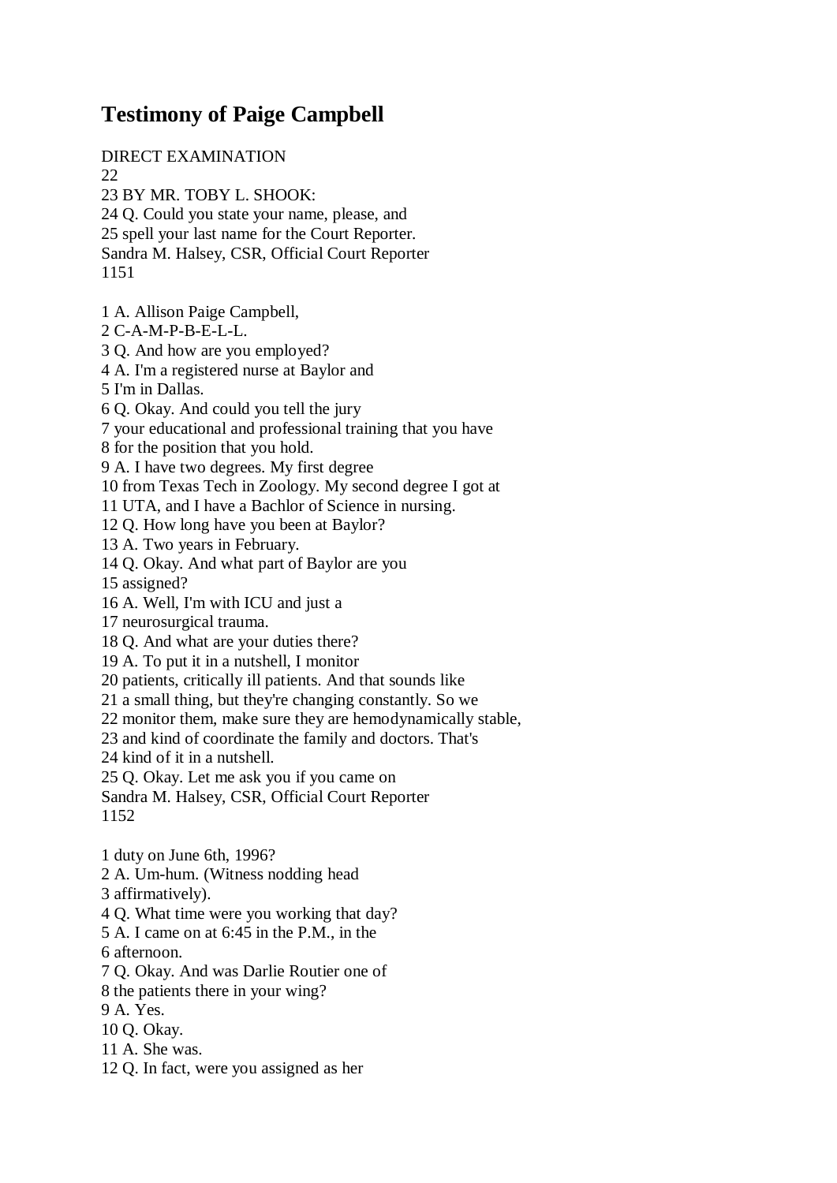# Testimony of Paige Campbell

DIRECT EXAMINATION
22
23 BY MR. TOBY L. SHOOK:
24 Q. Could you state your name, please, and
25 spell your last name for the Court Reporter.
Sandra M. Halsey, CSR, Official Court Reporter
1151

1 A. Allison Paige Campbell,
2 C-A-M-P-B-E-L-L.
3 Q. And how are you employed?
4 A. I'm a registered nurse at Baylor and
5 I'm in Dallas.
6 Q. Okay. And could you tell the jury
7 your educational and professional training that you have
8 for the position that you hold.
9 A. I have two degrees. My first degree
10 from Texas Tech in Zoology. My second degree I got at
11 UTA, and I have a Bachlor of Science in nursing.
12 Q. How long have you been at Baylor?
13 A. Two years in February.
14 Q. Okay. And what part of Baylor are you
15 assigned?
16 A. Well, I'm with ICU and just a
17 neurosurgical trauma.
18 Q. And what are your duties there?
19 A. To put it in a nutshell, I monitor
20 patients, critically ill patients. And that sounds like
21 a small thing, but they're changing constantly. So we
22 monitor them, make sure they are hemodynamically stable,
23 and kind of coordinate the family and doctors. That's
24 kind of it in a nutshell.
25 Q. Okay. Let me ask you if you came on
Sandra M. Halsey, CSR, Official Court Reporter
1152

1 duty on June 6th, 1996?
2 A. Um-hum. (Witness nodding head
3 affirmatively).
4 Q. What time were you working that day?
5 A. I came on at 6:45 in the P.M., in the
6 afternoon.
7 Q. Okay. And was Darlie Routier one of
8 the patients there in your wing?
9 A. Yes.
10 Q. Okay.
11 A. She was.
12 Q. In fact, were you assigned as her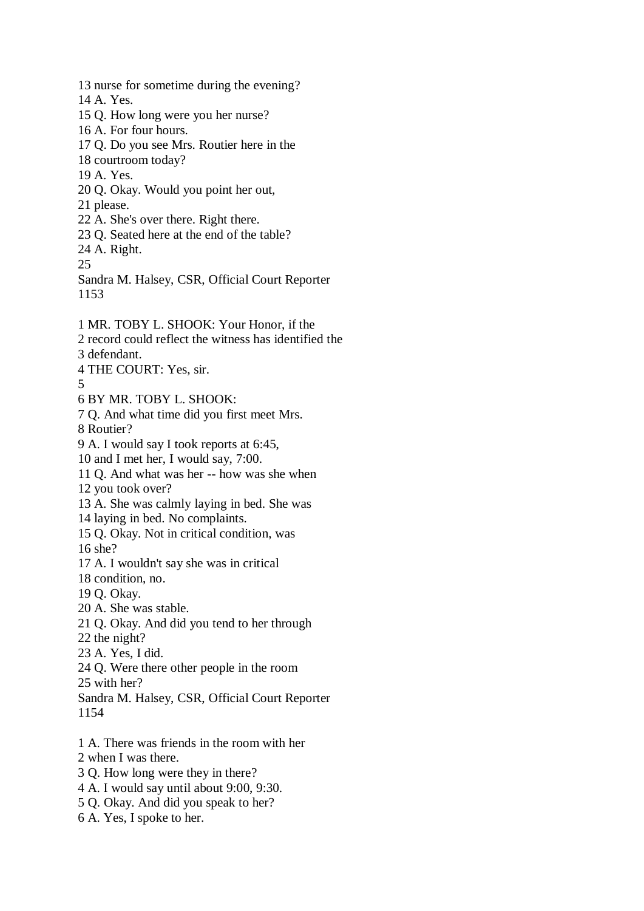13 nurse for sometime during the evening?
14 A. Yes.
15 Q. How long were you her nurse?
16 A. For four hours.
17 Q. Do you see Mrs. Routier here in the
18 courtroom today?
19 A. Yes.
20 Q. Okay. Would you point her out,
21 please.
22 A. She's over there. Right there.
23 Q. Seated here at the end of the table?
24 A. Right.
25
Sandra M. Halsey, CSR, Official Court Reporter
1153

1 MR. TOBY L. SHOOK: Your Honor, if the
2 record could reflect the witness has identified the
3 defendant.
4 THE COURT: Yes, sir.
5
6 BY MR. TOBY L. SHOOK:
7 Q. And what time did you first meet Mrs.
8 Routier?
9 A. I would say I took reports at 6:45,
10 and I met her, I would say, 7:00.
11 Q. And what was her -- how was she when
12 you took over?
13 A. She was calmly laying in bed. She was
14 laying in bed. No complaints.
15 Q. Okay. Not in critical condition, was
16 she?
17 A. I wouldn't say she was in critical
18 condition, no.
19 Q. Okay.
20 A. She was stable.
21 Q. Okay. And did you tend to her through
22 the night?
23 A. Yes, I did.
24 Q. Were there other people in the room
25 with her?
Sandra M. Halsey, CSR, Official Court Reporter
1154

1 A. There was friends in the room with her
2 when I was there.
3 Q. How long were they in there?
4 A. I would say until about 9:00, 9:30.
5 Q. Okay. And did you speak to her?
6 A. Yes, I spoke to her.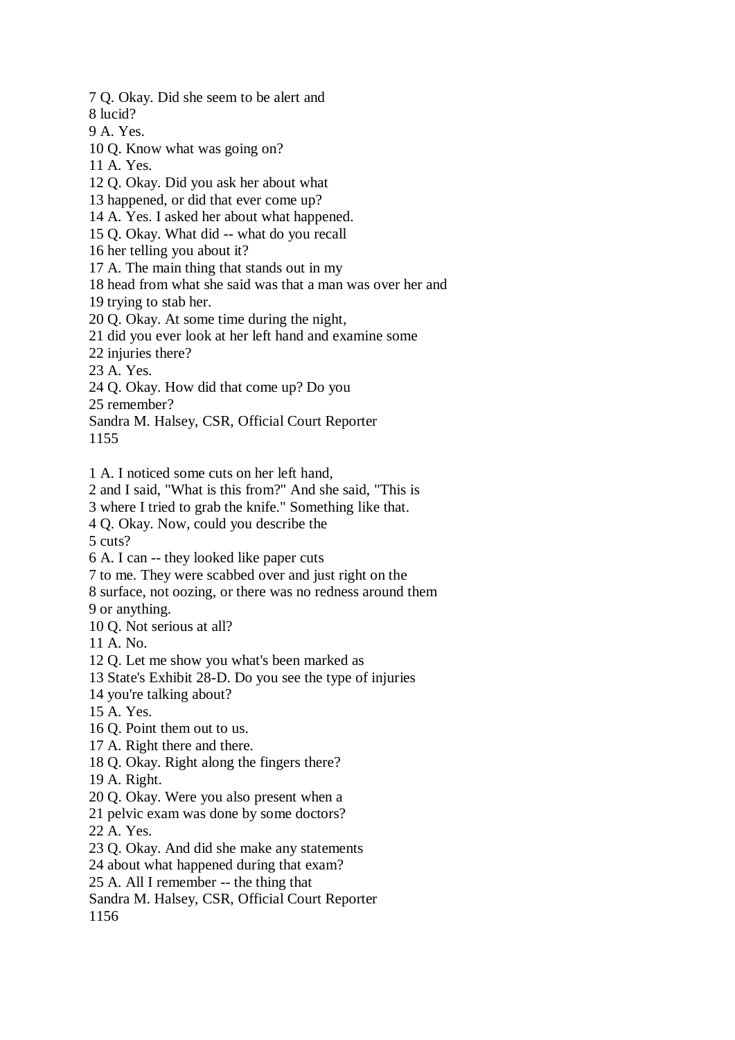7 Q. Okay. Did she seem to be alert and
8 lucid?
9 A. Yes.
10 Q. Know what was going on?
11 A. Yes.
12 Q. Okay. Did you ask her about what
13 happened, or did that ever come up?
14 A. Yes. I asked her about what happened.
15 Q. Okay. What did -- what do you recall
16 her telling you about it?
17 A. The main thing that stands out in my
18 head from what she said was that a man was over her and
19 trying to stab her.
20 Q. Okay. At some time during the night,
21 did you ever look at her left hand and examine some
22 injuries there?
23 A. Yes.
24 Q. Okay. How did that come up? Do you
25 remember?
Sandra M. Halsey, CSR, Official Court Reporter

1 A. I noticed some cuts on her left hand,
2 and I said, "What is this from?" And she said, "This is
3 where I tried to grab the knife." Something like that.
4 Q. Okay. Now, could you describe the
5 cuts?
6 A. I can -- they looked like paper cuts
7 to me. They were scabbed over and just right on the
8 surface, not oozing, or there was no redness around them
9 or anything.
10 Q. Not serious at all?
11 A. No.
12 Q. Let me show you what's been marked as
13 State's Exhibit 28-D. Do you see the type of injuries
14 you're talking about?
15 A. Yes.
16 Q. Point them out to us.
17 A. Right there and there.
18 Q. Okay. Right along the fingers there?
19 A. Right.
20 Q. Okay. Were you also present when a
21 pelvic exam was done by some doctors?
22 A. Yes.
23 Q. Okay. And did she make any statements
24 about what happened during that exam?
25 A. All I remember -- the thing that
Sandra M. Halsey, CSR, Official Court Reporter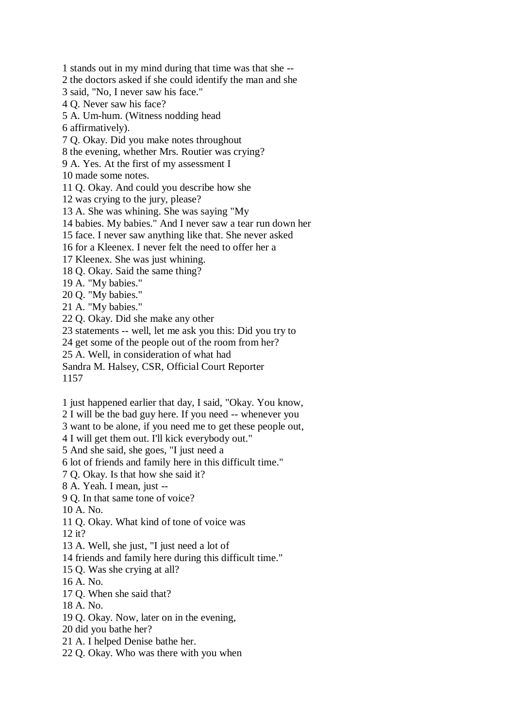1 stands out in my mind during that time was that she --
2 the doctors asked if she could identify the man and she
3 said, "No, I never saw his face."
4 Q. Never saw his face?
5 A. Um-hum. (Witness nodding head
6 affirmatively).
7 Q. Okay. Did you make notes throughout
8 the evening, whether Mrs. Routier was crying?
9 A. Yes. At the first of my assessment I
10 made some notes.
11 Q. Okay. And could you describe how she
12 was crying to the jury, please?
13 A. She was whining. She was saying "My
14 babies. My babies." And I never saw a tear run down her
15 face. I never saw anything like that. She never asked
16 for a Kleenex. I never felt the need to offer her a
17 Kleenex. She was just whining.
18 Q. Okay. Said the same thing?
19 A. "My babies."
20 Q. "My babies."
21 A. "My babies."
22 Q. Okay. Did she make any other
23 statements -- well, let me ask you this: Did you try to
24 get some of the people out of the room from her?
25 A. Well, in consideration of what had

1 just happened earlier that day, I said, "Okay. You know,
2 I will be the bad guy here. If you need -- whenever you
3 want to be alone, if you need me to get these people out,
4 I will get them out. I'll kick everybody out."
5 And she said, she goes, "I just need a
6 lot of friends and family here in this difficult time."
7 Q. Okay. Is that how she said it?
8 A. Yeah. I mean, just --
9 Q. In that same tone of voice?
10 A. No.
11 Q. Okay. What kind of tone of voice was
12 it?
13 A. Well, she just, "I just need a lot of
14 friends and family here during this difficult time."
15 Q. Was she crying at all?
16 A. No.
17 Q. When she said that?
18 A. No.
19 Q. Okay. Now, later on in the evening,
20 did you bathe her?
21 A. I helped Denise bathe her.
22 Q. Okay. Who was there with you when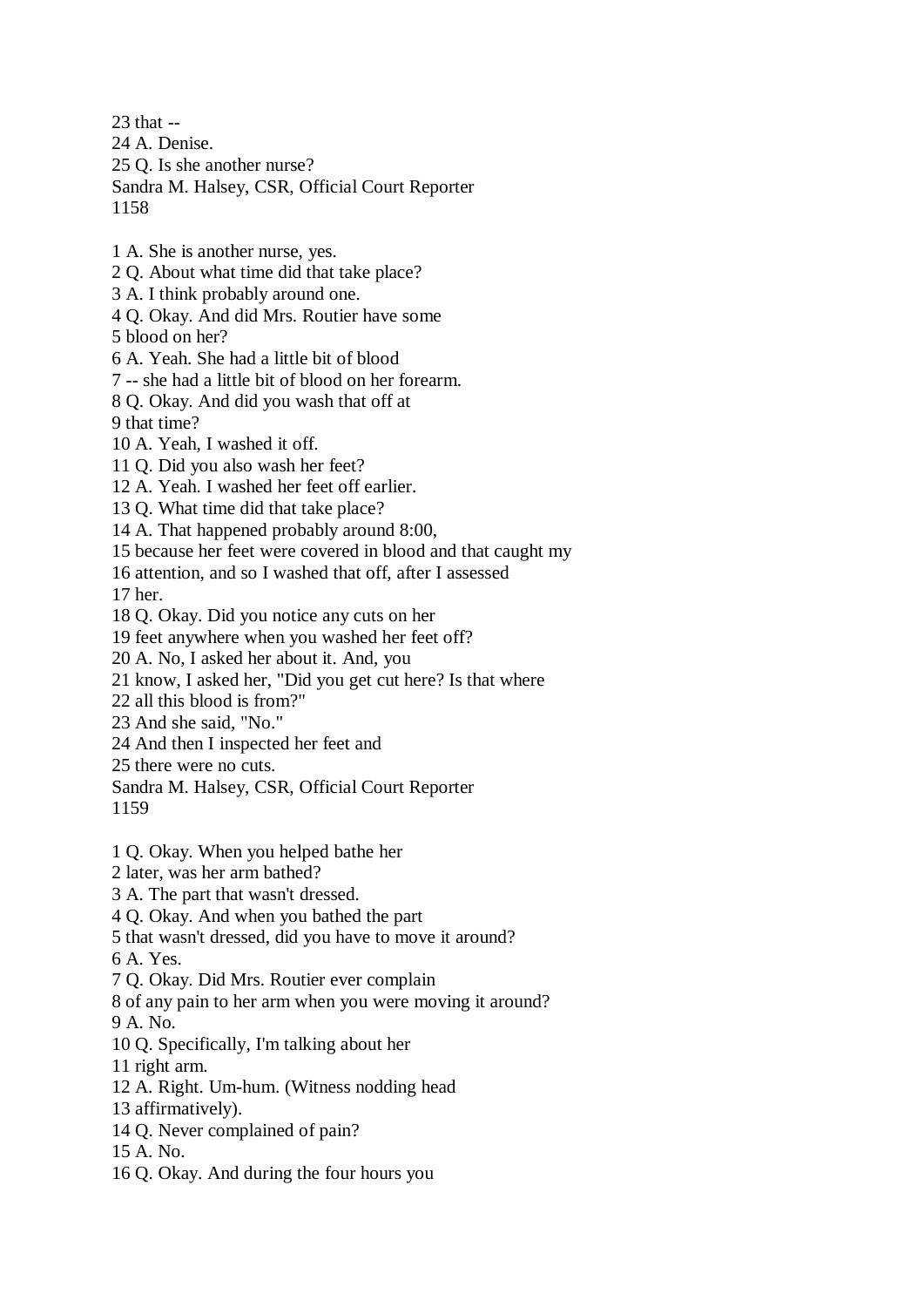23 that --
24 A. Denise.
25 Q. Is she another nurse?
Sandra M. Halsey, CSR, Official Court Reporter

1 A. She is another nurse, yes.
2 Q. About what time did that take place?
3 A. I think probably around one.
4 Q. Okay. And did Mrs. Routier have some
5 blood on her?
6 A. Yeah. She had a little bit of blood
7 -- she had a little bit of blood on her forearm.
8 Q. Okay. And did you wash that off at
9 that time?
10 A. Yeah, I washed it off.
11 Q. Did you also wash her feet?
12 A. Yeah. I washed her feet off earlier.
13 Q. What time did that take place?
14 A. That happened probably around 8:00,
15 because her feet were covered in blood and that caught my
16 attention, and so I washed that off, after I assessed
17 her.
18 Q. Okay. Did you notice any cuts on her
19 feet anywhere when you washed her feet off?
20 A. No, I asked her about it. And, you
21 know, I asked her, "Did you get cut here? Is that where
22 all this blood is from?"
23 And she said, "No."
24 And then I inspected her feet and
25 there were no cuts.
Sandra M. Halsey, CSR, Official Court Reporter

1 Q. Okay. When you helped bathe her
2 later, was her arm bathed?
3 A. The part that wasn't dressed.
4 Q. Okay. And when you bathed the part
5 that wasn't dressed, did you have to move it around?
6 A. Yes.
7 Q. Okay. Did Mrs. Routier ever complain
8 of any pain to her arm when you were moving it around?
9 A. No.
10 Q. Specifically, I'm talking about her
11 right arm.
12 A. Right. Um-hum. (Witness nodding head
13 affirmatively).
14 Q. Never complained of pain?
15 A. No.
16 Q. Okay. And during the four hours you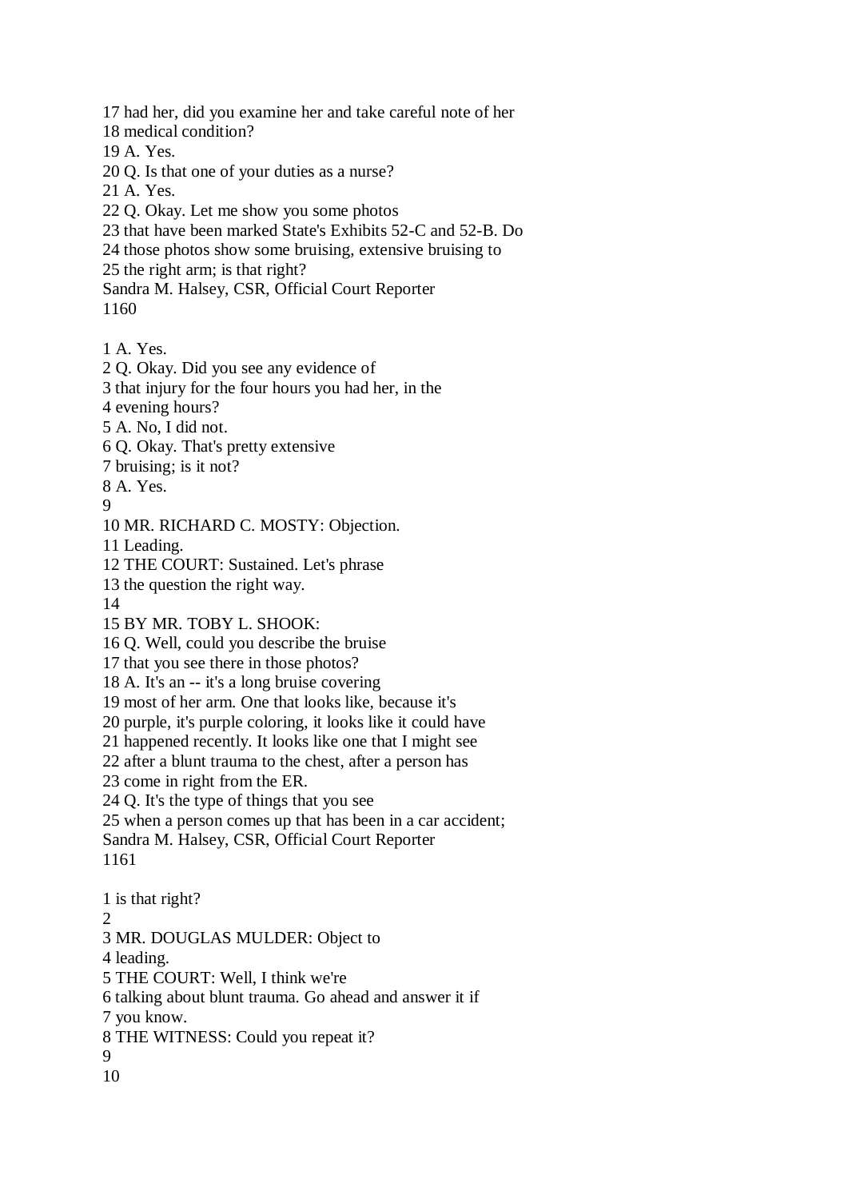17 had her, did you examine her and take careful note of her
18 medical condition?
19 A. Yes.
20 Q. Is that one of your duties as a nurse?
21 A. Yes.
22 Q. Okay. Let me show you some photos
23 that have been marked State's Exhibits 52-C and 52-B. Do
24 those photos show some bruising, extensive bruising to
25 the right arm; is that right?

1 A. Yes.
2 Q. Okay. Did you see any evidence of
3 that injury for the four hours you had her, in the
4 evening hours?
5 A. No, I did not.
6 Q. Okay. That's pretty extensive
7 bruising; is it not?
8 A. Yes.
9
10 MR. RICHARD C. MOSTY: Objection.
11 Leading.
12 THE COURT: Sustained. Let's phrase
13 the question the right way.
14
15 BY MR. TOBY L. SHOOK:
16 Q. Well, could you describe the bruise
17 that you see there in those photos?
18 A. It's an -- it's a long bruise covering
19 most of her arm. One that looks like, because it's
20 purple, it's purple coloring, it looks like it could have
21 happened recently. It looks like one that I might see
22 after a blunt trauma to the chest, after a person has
23 come in right from the ER.
24 Q. It's the type of things that you see
25 when a person comes up that has been in a car accident;

1 is that right?
2
3 MR. DOUGLAS MULDER: Object to
4 leading.
5 THE COURT: Well, I think we're
6 talking about blunt trauma. Go ahead and answer it if
7 you know.
8 THE WITNESS: Could you repeat it?
9
10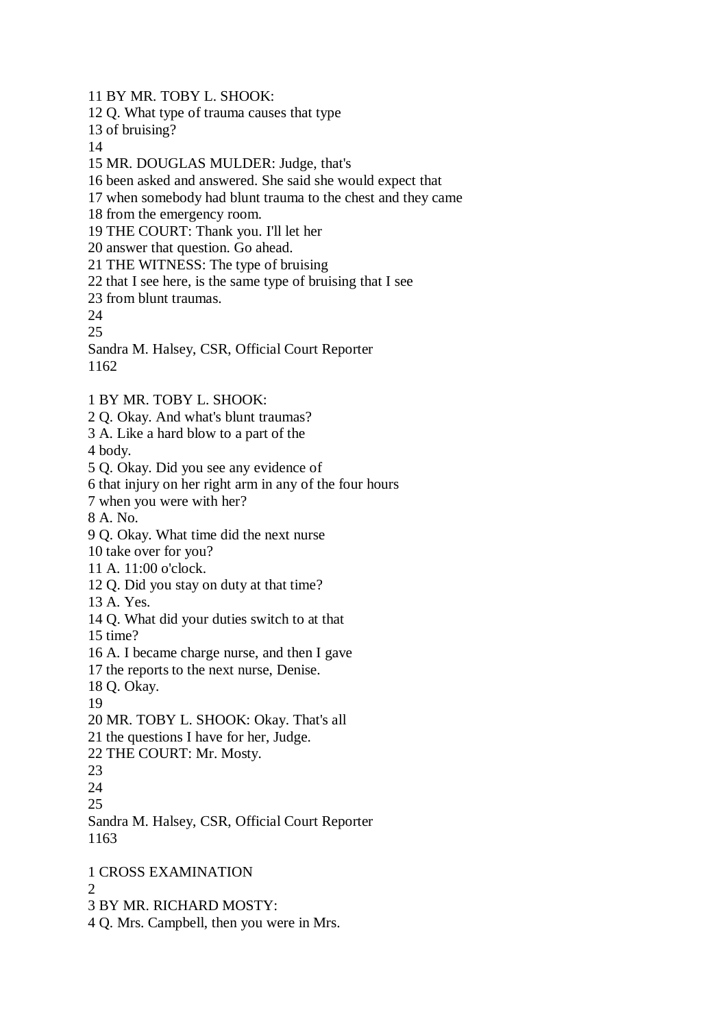11 BY MR. TOBY L. SHOOK:
12 Q. What type of trauma causes that type
13 of bruising?
14
15 MR. DOUGLAS MULDER: Judge, that's
16 been asked and answered. She said she would expect that
17 when somebody had blunt trauma to the chest and they came
18 from the emergency room.
19 THE COURT: Thank you. I'll let her
20 answer that question. Go ahead.
21 THE WITNESS: The type of bruising
22 that I see here, is the same type of bruising that I see
23 from blunt traumas.
24
25
Sandra M. Halsey, CSR, Official Court Reporter
1162

1 BY MR. TOBY L. SHOOK:
2 Q. Okay. And what's blunt traumas?
3 A. Like a hard blow to a part of the
4 body.
5 Q. Okay. Did you see any evidence of
6 that injury on her right arm in any of the four hours
7 when you were with her?
8 A. No.
9 Q. Okay. What time did the next nurse
10 take over for you?
11 A. 11:00 o'clock.
12 Q. Did you stay on duty at that time?
13 A. Yes.
14 Q. What did your duties switch to at that
15 time?
16 A. I became charge nurse, and then I gave
17 the reports to the next nurse, Denise.
18 Q. Okay.
19
20 MR. TOBY L. SHOOK: Okay. That's all
21 the questions I have for her, Judge.
22 THE COURT: Mr. Mosty.
23
24
25
Sandra M. Halsey, CSR, Official Court Reporter
1163

1 CROSS EXAMINATION
2
3 BY MR. RICHARD MOSTY:
4 Q. Mrs. Campbell, then you were in Mrs.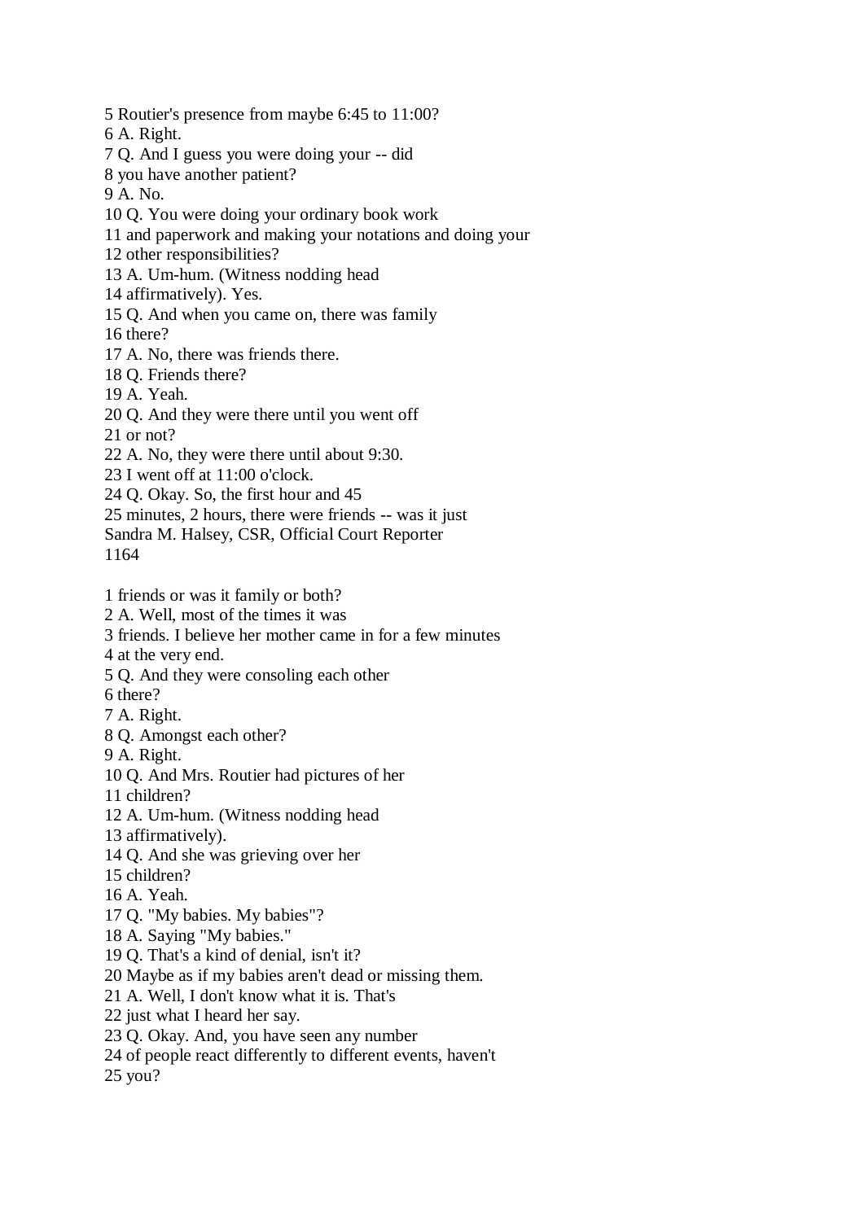5 Routier's presence from maybe 6:45 to 11:00?
6 A. Right.
7 Q. And I guess you were doing your -- did
8 you have another patient?
9 A. No.
10 Q. You were doing your ordinary book work
11 and paperwork and making your notations and doing your
12 other responsibilities?
13 A. Um-hum. (Witness nodding head
14 affirmatively). Yes.
15 Q. And when you came on, there was family
16 there?
17 A. No, there was friends there.
18 Q. Friends there?
19 A. Yeah.
20 Q. And they were there until you went off
21 or not?
22 A. No, they were there until about 9:30.
23 I went off at 11:00 o'clock.
24 Q. Okay. So, the first hour and 45
25 minutes, 2 hours, there were friends -- was it just
Sandra M. Halsey, CSR, Official Court Reporter

1 friends or was it family or both?
2 A. Well, most of the times it was
3 friends. I believe her mother came in for a few minutes
4 at the very end.
5 Q. And they were consoling each other
6 there?
7 A. Right.
8 Q. Amongst each other?
9 A. Right.
10 Q. And Mrs. Routier had pictures of her
11 children?
12 A. Um-hum. (Witness nodding head
13 affirmatively).
14 Q. And she was grieving over her
15 children?
16 A. Yeah.
17 Q. "My babies. My babies"?
18 A. Saying "My babies."
19 Q. That's a kind of denial, isn't it?
20 Maybe as if my babies aren't dead or missing them.
21 A. Well, I don't know what it is. That's
22 just what I heard her say.
23 Q. Okay. And, you have seen any number
24 of people react differently to different events, haven't
25 you?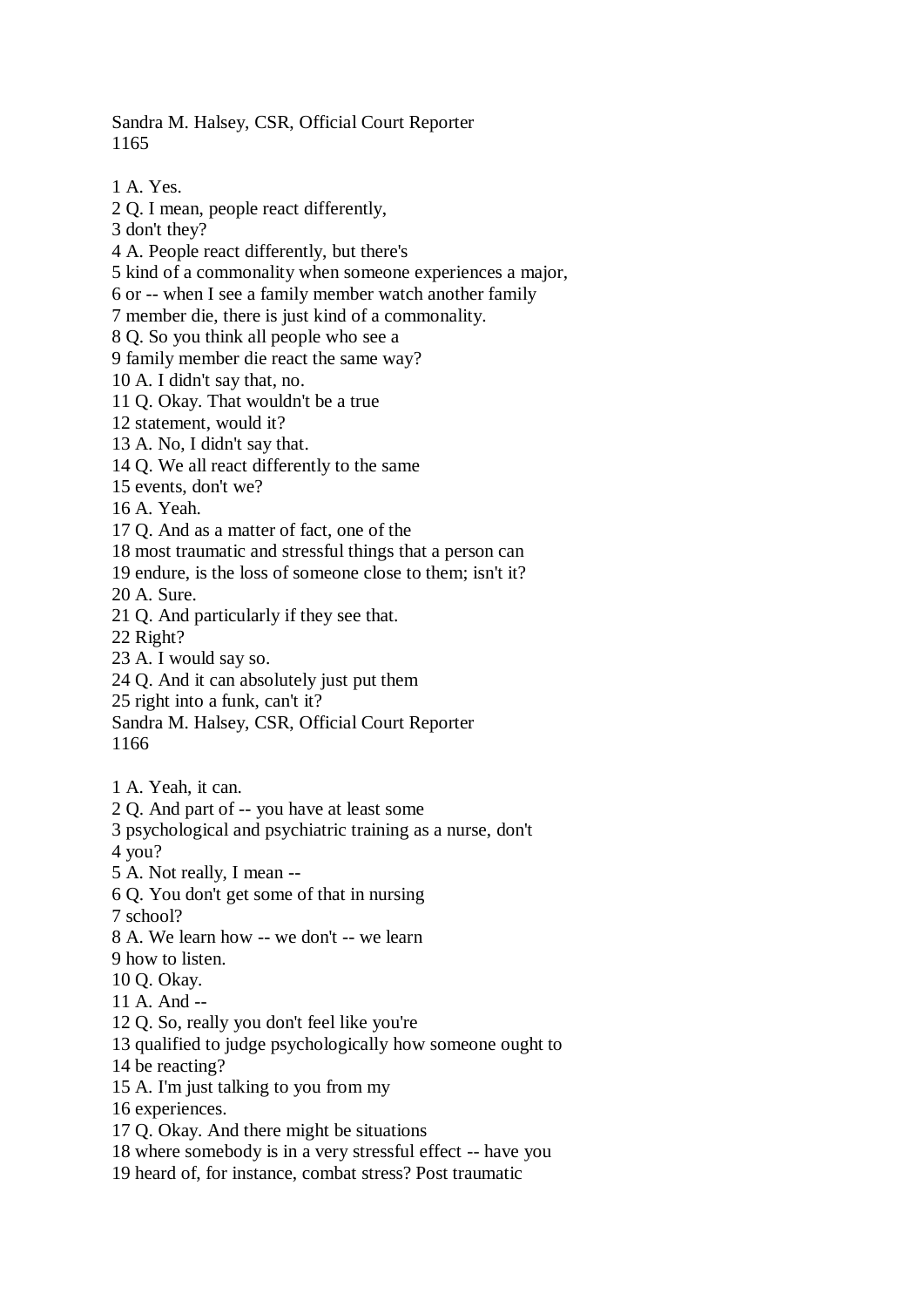1 A. Yes.
2 Q. I mean, people react differently,
3 don't they?
4 A. People react differently, but there's
5 kind of a commonality when someone experiences a major,
6 or -- when I see a family member watch another family
7 member die, there is just kind of a commonality.
8 Q. So you think all people who see a
9 family member die react the same way?
10 A. I didn't say that, no.
11 Q. Okay. That wouldn't be a true
12 statement, would it?
13 A. No, I didn't say that.
14 Q. We all react differently to the same
15 events, don't we?
16 A. Yeah.
17 Q. And as a matter of fact, one of the
18 most traumatic and stressful things that a person can
19 endure, is the loss of someone close to them; isn't it?
20 A. Sure.
21 Q. And particularly if they see that.
22 Right?
23 A. I would say so.
24 Q. And it can absolutely just put them
25 right into a funk, can't it?

1 A. Yeah, it can.
2 Q. And part of -- you have at least some
3 psychological and psychiatric training as a nurse, don't
4 you?
5 A. Not really, I mean --
6 Q. You don't get some of that in nursing
7 school?
8 A. We learn how -- we don't -- we learn
9 how to listen.
10 Q. Okay.
11 A. And --
12 Q. So, really you don't feel like you're
13 qualified to judge psychologically how someone ought to
14 be reacting?
15 A. I'm just talking to you from my
16 experiences.
17 Q. Okay. And there might be situations
18 where somebody is in a very stressful effect -- have you
19 heard of, for instance, combat stress? Post traumatic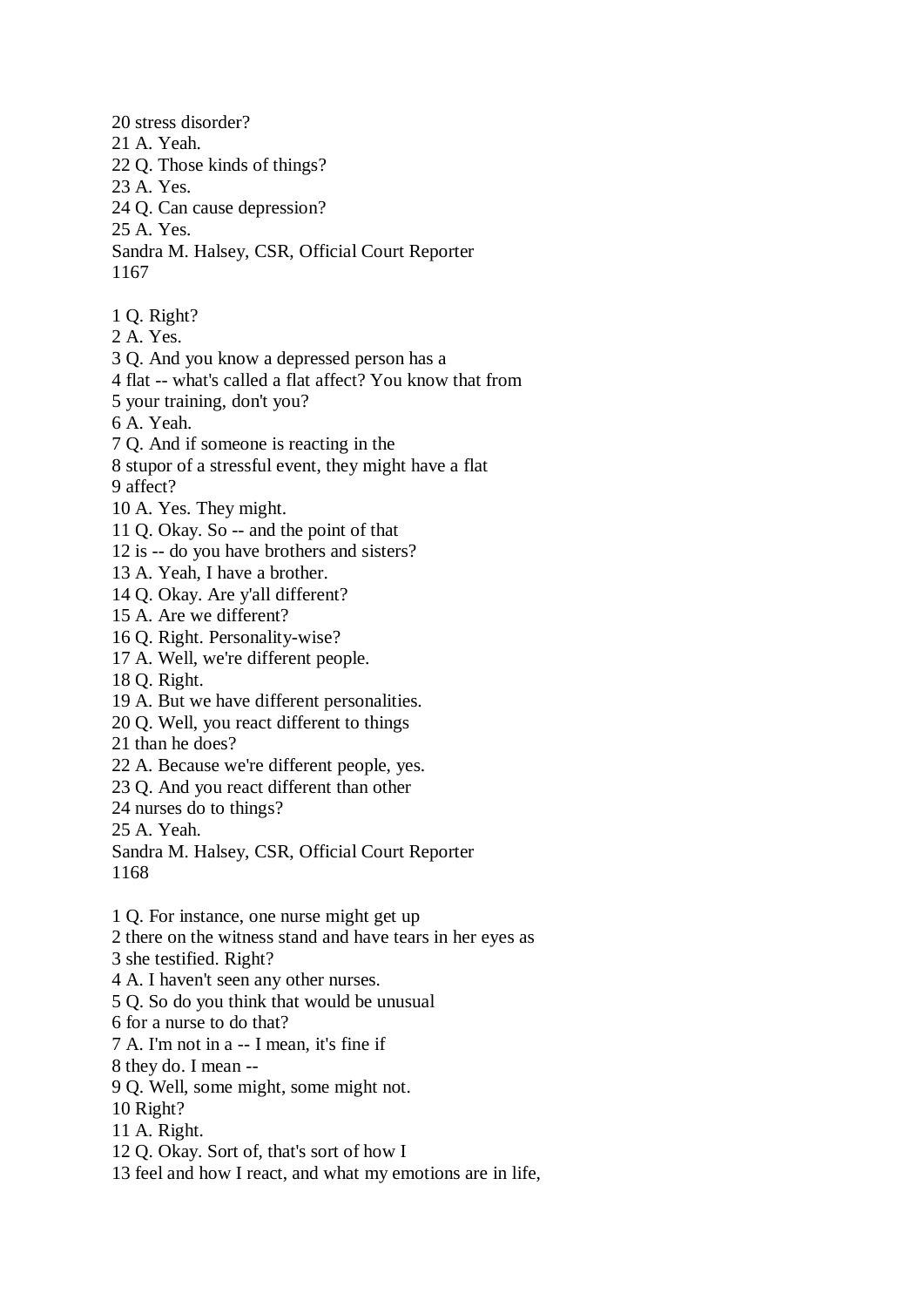20 stress disorder?
21 A. Yeah.
22 Q. Those kinds of things?
23 A. Yes.
24 Q. Can cause depression?
25 A. Yes.
Sandra M. Halsey, CSR, Official Court Reporter

1 Q. Right?
2 A. Yes.
3 Q. And you know a depressed person has a
4 flat -- what's called a flat affect? You know that from
5 your training, don't you?
6 A. Yeah.
7 Q. And if someone is reacting in the
8 stupor of a stressful event, they might have a flat
9 affect?
10 A. Yes. They might.
11 Q. Okay. So -- and the point of that
12 is -- do you have brothers and sisters?
13 A. Yeah, I have a brother.
14 Q. Okay. Are y'all different?
15 A. Are we different?
16 Q. Right. Personality-wise?
17 A. Well, we're different people.
18 Q. Right.
19 A. But we have different personalities.
20 Q. Well, you react different to things
21 than he does?
22 A. Because we're different people, yes.
23 Q. And you react different than other
24 nurses do to things?
25 A. Yeah.
Sandra M. Halsey, CSR, Official Court Reporter

1 Q. For instance, one nurse might get up
2 there on the witness stand and have tears in her eyes as
3 she testified. Right?
4 A. I haven't seen any other nurses.
5 Q. So do you think that would be unusual
6 for a nurse to do that?
7 A. I'm not in a -- I mean, it's fine if
8 they do. I mean --
9 Q. Well, some might, some might not.
10 Right?
11 A. Right.
12 Q. Okay. Sort of, that's sort of how I
13 feel and how I react, and what my emotions are in life,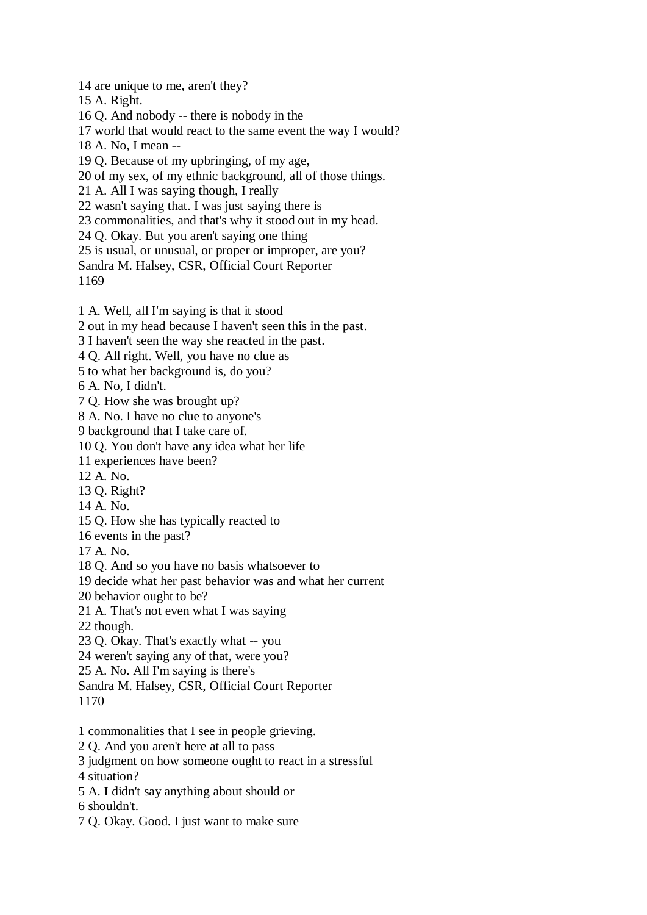14 are unique to me, aren't they?
15 A. Right.
16 Q. And nobody -- there is nobody in the
17 world that would react to the same event the way I would?
18 A. No, I mean --
19 Q. Because of my upbringing, of my age,
20 of my sex, of my ethnic background, all of those things.
21 A. All I was saying though, I really
22 wasn't saying that. I was just saying there is
23 commonalities, and that's why it stood out in my head.
24 Q. Okay. But you aren't saying one thing
25 is usual, or unusual, or proper or improper, are you?

1 A. Well, all I'm saying is that it stood
2 out in my head because I haven't seen this in the past.
3 I haven't seen the way she reacted in the past.
4 Q. All right. Well, you have no clue as
5 to what her background is, do you?
6 A. No, I didn't.
7 Q. How she was brought up?
8 A. No. I have no clue to anyone's
9 background that I take care of.
10 Q. You don't have any idea what her life
11 experiences have been?
12 A. No.
13 Q. Right?
14 A. No.
15 Q. How she has typically reacted to
16 events in the past?
17 A. No.
18 Q. And so you have no basis whatsoever to
19 decide what her past behavior was and what her current
20 behavior ought to be?
21 A. That's not even what I was saying
22 though.
23 Q. Okay. That's exactly what -- you
24 weren't saying any of that, were you?
25 A. No. All I'm saying is there's

1 commonalities that I see in people grieving.
2 Q. And you aren't here at all to pass
3 judgment on how someone ought to react in a stressful
4 situation?
5 A. I didn't say anything about should or
6 shouldn't.
7 Q. Okay. Good. I just want to make sure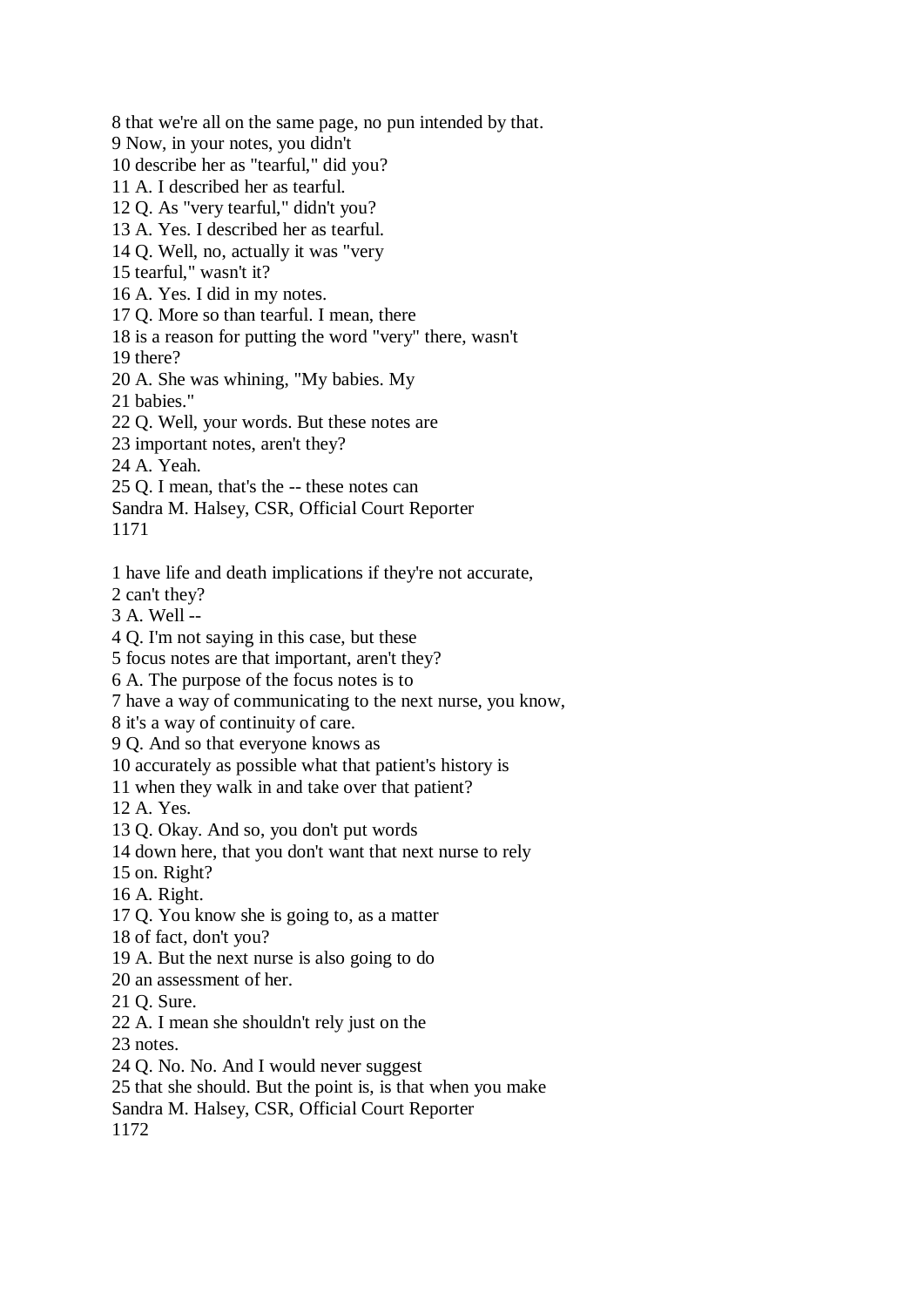8 that we're all on the same page, no pun intended by that.
9 Now, in your notes, you didn't
10 describe her as "tearful," did you?
11 A. I described her as tearful.
12 Q. As "very tearful," didn't you?
13 A. Yes. I described her as tearful.
14 Q. Well, no, actually it was "very
15 tearful," wasn't it?
16 A. Yes. I did in my notes.
17 Q. More so than tearful. I mean, there
18 is a reason for putting the word "very" there, wasn't
19 there?
20 A. She was whining, "My babies. My
21 babies."
22 Q. Well, your words. But these notes are
23 important notes, aren't they?
24 A. Yeah.
25 Q. I mean, that's the -- these notes can
Sandra M. Halsey, CSR, Official Court Reporter
1171

1 have life and death implications if they're not accurate,
2 can't they?
3 A. Well --
4 Q. I'm not saying in this case, but these
5 focus notes are that important, aren't they?
6 A. The purpose of the focus notes is to
7 have a way of communicating to the next nurse, you know,
8 it's a way of continuity of care.
9 Q. And so that everyone knows as
10 accurately as possible what that patient's history is
11 when they walk in and take over that patient?
12 A. Yes.
13 Q. Okay. And so, you don't put words
14 down here, that you don't want that next nurse to rely
15 on. Right?
16 A. Right.
17 Q. You know she is going to, as a matter
18 of fact, don't you?
19 A. But the next nurse is also going to do
20 an assessment of her.
21 Q. Sure.
22 A. I mean she shouldn't rely just on the
23 notes.
24 Q. No. No. And I would never suggest
25 that she should. But the point is, is that when you make
Sandra M. Halsey, CSR, Official Court Reporter
1172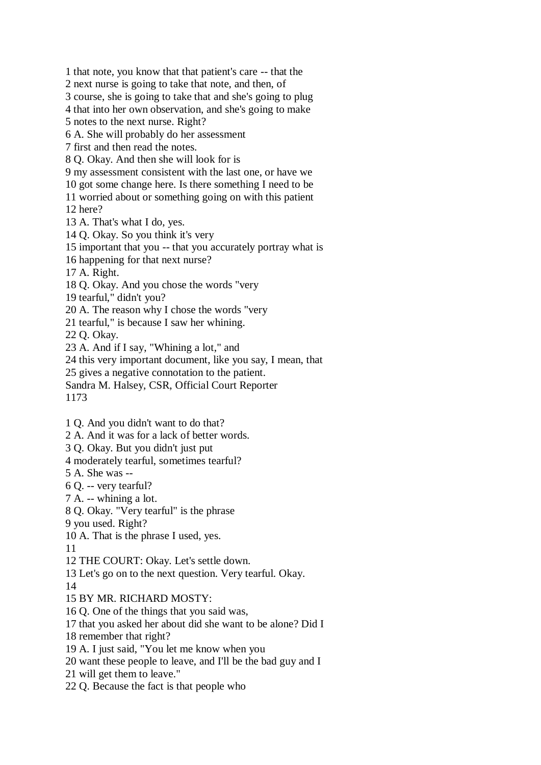1 that note, you know that that patient's care -- that the
2 next nurse is going to take that note, and then, of
3 course, she is going to take that and she's going to plug
4 that into her own observation, and she's going to make
5 notes to the next nurse. Right?
6 A. She will probably do her assessment
7 first and then read the notes.
8 Q. Okay. And then she will look for is
9 my assessment consistent with the last one, or have we
10 got some change here. Is there something I need to be
11 worried about or something going on with this patient
12 here?
13 A. That's what I do, yes.
14 Q. Okay. So you think it's very
15 important that you -- that you accurately portray what is
16 happening for that next nurse?
17 A. Right.
18 Q. Okay. And you chose the words "very
19 tearful," didn't you?
20 A. The reason why I chose the words "very
21 tearful," is because I saw her whining.
22 Q. Okay.
23 A. And if I say, "Whining a lot," and
24 this very important document, like you say, I mean, that
25 gives a negative connotation to the patient.
Sandra M. Halsey, CSR, Official Court Reporter

1 Q. And you didn't want to do that?
2 A. And it was for a lack of better words.
3 Q. Okay. But you didn't just put
4 moderately tearful, sometimes tearful?
5 A. She was --
6 Q. -- very tearful?
7 A. -- whining a lot.
8 Q. Okay. "Very tearful" is the phrase
9 you used. Right?
10 A. That is the phrase I used, yes.
11
12 THE COURT: Okay. Let's settle down.
13 Let's go on to the next question. Very tearful. Okay.
14
15 BY MR. RICHARD MOSTY:
16 Q. One of the things that you said was,
17 that you asked her about did she want to be alone? Did I
18 remember that right?
19 A. I just said, "You let me know when you
20 want these people to leave, and I'll be the bad guy and I
21 will get them to leave."
22 Q. Because the fact is that people who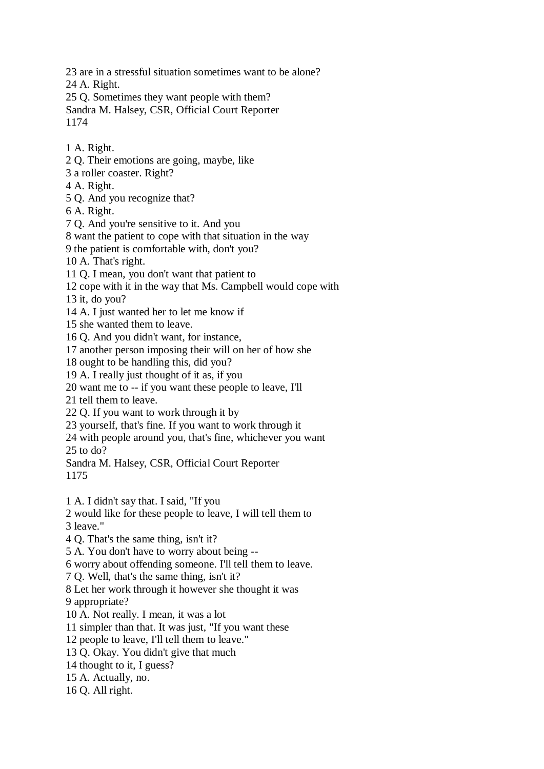23 are in a stressful situation sometimes want to be alone?
24 A. Right.
25 Q. Sometimes they want people with them?

1 A. Right.
2 Q. Their emotions are going, maybe, like
3 a roller coaster. Right?
4 A. Right.
5 Q. And you recognize that?
6 A. Right.
7 Q. And you're sensitive to it. And you
8 want the patient to cope with that situation in the way
9 the patient is comfortable with, don't you?
10 A. That's right.
11 Q. I mean, you don't want that patient to
12 cope with it in the way that Ms. Campbell would cope with
13 it, do you?
14 A. I just wanted her to let me know if
15 she wanted them to leave.
16 Q. And you didn't want, for instance,
17 another person imposing their will on her of how she
18 ought to be handling this, did you?
19 A. I really just thought of it as, if you
20 want me to -- if you want these people to leave, I'll
21 tell them to leave.
22 Q. If you want to work through it by
23 yourself, that's fine. If you want to work through it
24 with people around you, that's fine, whichever you want
25 to do?

1 A. I didn't say that. I said, "If you
2 would like for these people to leave, I will tell them to
3 leave."
4 Q. That's the same thing, isn't it?
5 A. You don't have to worry about being --
6 worry about offending someone. I'll tell them to leave.
7 Q. Well, that's the same thing, isn't it?
8 Let her work through it however she thought it was
9 appropriate?
10 A. Not really. I mean, it was a lot
11 simpler than that. It was just, "If you want these
12 people to leave, I'll tell them to leave."
13 Q. Okay. You didn't give that much
14 thought to it, I guess?
15 A. Actually, no.
16 Q. All right.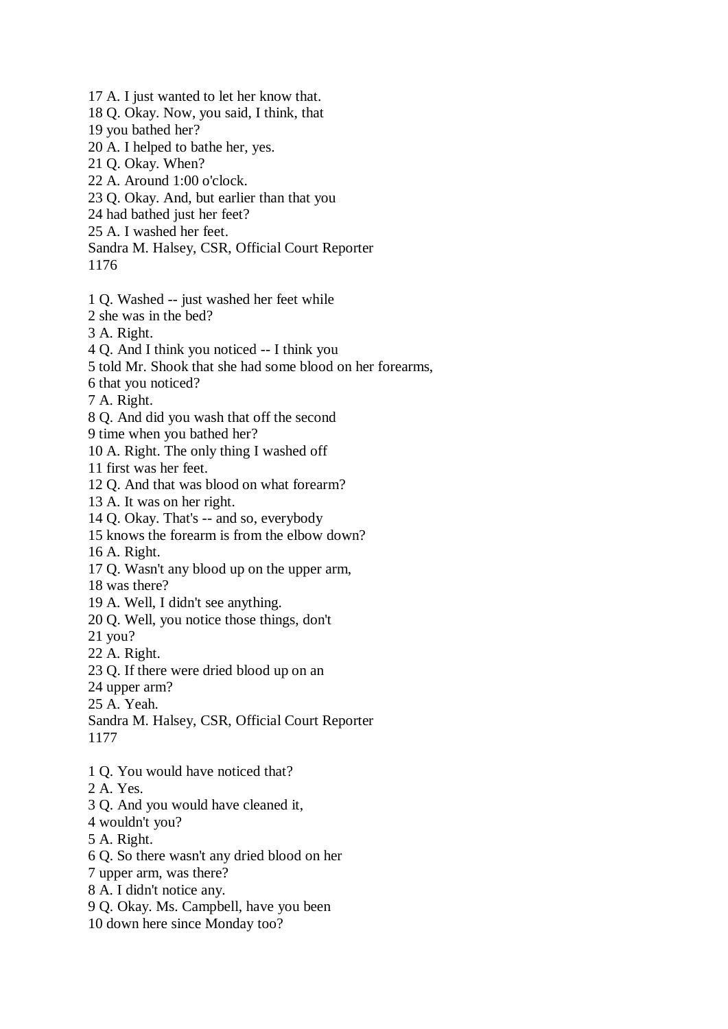17 A. I just wanted to let her know that.
18 Q. Okay. Now, you said, I think, that
19 you bathed her?
20 A. I helped to bathe her, yes.
21 Q. Okay. When?
22 A. Around 1:00 o'clock.
23 Q. Okay. And, but earlier than that you
24 had bathed just her feet?
25 A. I washed her feet.

1 Q. Washed -- just washed her feet while
2 she was in the bed?
3 A. Right.
4 Q. And I think you noticed -- I think you
5 told Mr. Shook that she had some blood on her forearms,
6 that you noticed?
7 A. Right.
8 Q. And did you wash that off the second
9 time when you bathed her?
10 A. Right. The only thing I washed off
11 first was her feet.
12 Q. And that was blood on what forearm?
13 A. It was on her right.
14 Q. Okay. That's -- and so, everybody
15 knows the forearm is from the elbow down?
16 A. Right.
17 Q. Wasn't any blood up on the upper arm,
18 was there?
19 A. Well, I didn't see anything.
20 Q. Well, you notice those things, don't
21 you?
22 A. Right.
23 Q. If there were dried blood up on an
24 upper arm?
25 A. Yeah.

1 Q. You would have noticed that?
2 A. Yes.
3 Q. And you would have cleaned it,
4 wouldn't you?
5 A. Right.
6 Q. So there wasn't any dried blood on her
7 upper arm, was there?
8 A. I didn't notice any.
9 Q. Okay. Ms. Campbell, have you been
10 down here since Monday too?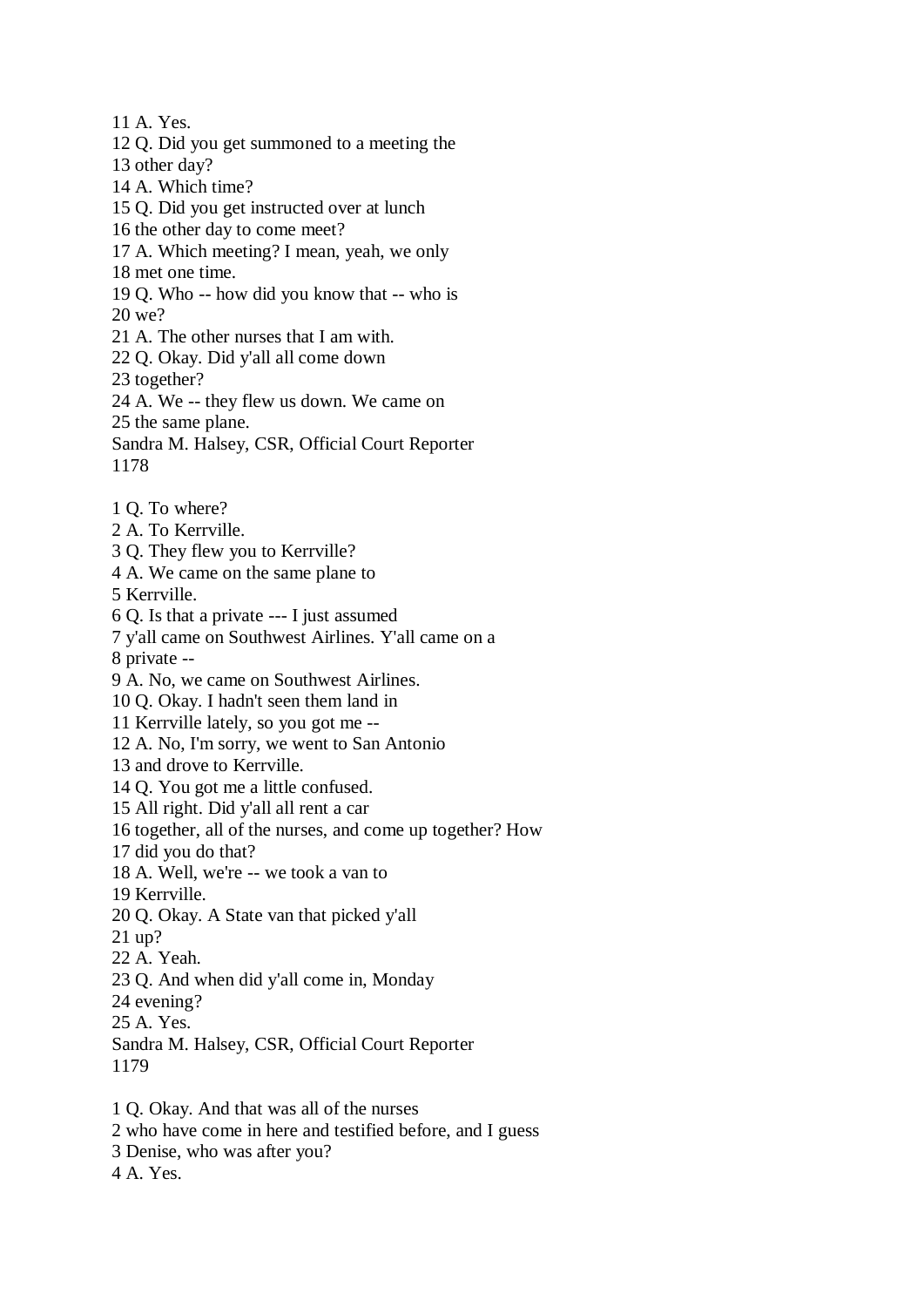11 A. Yes.
12 Q. Did you get summoned to a meeting the
13 other day?
14 A. Which time?
15 Q. Did you get instructed over at lunch
16 the other day to come meet?
17 A. Which meeting? I mean, yeah, we only
18 met one time.
19 Q. Who -- how did you know that -- who is
20 we?
21 A. The other nurses that I am with.
22 Q. Okay. Did y'all all come down
23 together?
24 A. We -- they flew us down. We came on
25 the same plane.

1 Q. To where?
2 A. To Kerrville.
3 Q. They flew you to Kerrville?
4 A. We came on the same plane to
5 Kerrville.
6 Q. Is that a private --- I just assumed
7 y'all came on Southwest Airlines. Y'all came on a
8 private --
9 A. No, we came on Southwest Airlines.
10 Q. Okay. I hadn't seen them land in
11 Kerrville lately, so you got me --
12 A. No, I'm sorry, we went to San Antonio
13 and drove to Kerrville.
14 Q. You got me a little confused.
15 All right. Did y'all all rent a car
16 together, all of the nurses, and come up together? How
17 did you do that?
18 A. Well, we're -- we took a van to
19 Kerrville.
20 Q. Okay. A State van that picked y'all
21 up?
22 A. Yeah.
23 Q. And when did y'all come in, Monday
24 evening?
25 A. Yes.

1 Q. Okay. And that was all of the nurses
2 who have come in here and testified before, and I guess
3 Denise, who was after you?
4 A. Yes.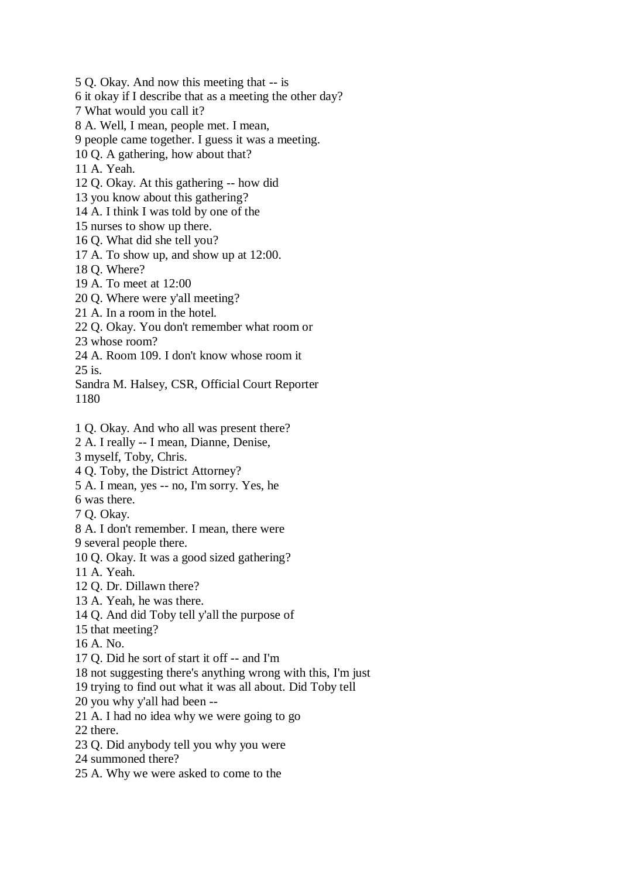5 Q. Okay. And now this meeting that -- is
6 it okay if I describe that as a meeting the other day?
7 What would you call it?
8 A. Well, I mean, people met. I mean,
9 people came together. I guess it was a meeting.
10 Q. A gathering, how about that?
11 A. Yeah.
12 Q. Okay. At this gathering -- how did
13 you know about this gathering?
14 A. I think I was told by one of the
15 nurses to show up there.
16 Q. What did she tell you?
17 A. To show up, and show up at 12:00.
18 Q. Where?
19 A. To meet at 12:00
20 Q. Where were y'all meeting?
21 A. In a room in the hotel.
22 Q. Okay. You don't remember what room or
23 whose room?
24 A. Room 109. I don't know whose room it
25 is.
Sandra M. Halsey, CSR, Official Court Reporter

1 Q. Okay. And who all was present there?
2 A. I really -- I mean, Dianne, Denise,
3 myself, Toby, Chris.
4 Q. Toby, the District Attorney?
5 A. I mean, yes -- no, I'm sorry. Yes, he
6 was there.
7 Q. Okay.
8 A. I don't remember. I mean, there were
9 several people there.
10 Q. Okay. It was a good sized gathering?
11 A. Yeah.
12 Q. Dr. Dillawn there?
13 A. Yeah, he was there.
14 Q. And did Toby tell y'all the purpose of
15 that meeting?
16 A. No.
17 Q. Did he sort of start it off -- and I'm
18 not suggesting there's anything wrong with this, I'm just
19 trying to find out what it was all about. Did Toby tell
20 you why y'all had been --
21 A. I had no idea why we were going to go
22 there.
23 Q. Did anybody tell you why you were
24 summoned there?
25 A. Why we were asked to come to the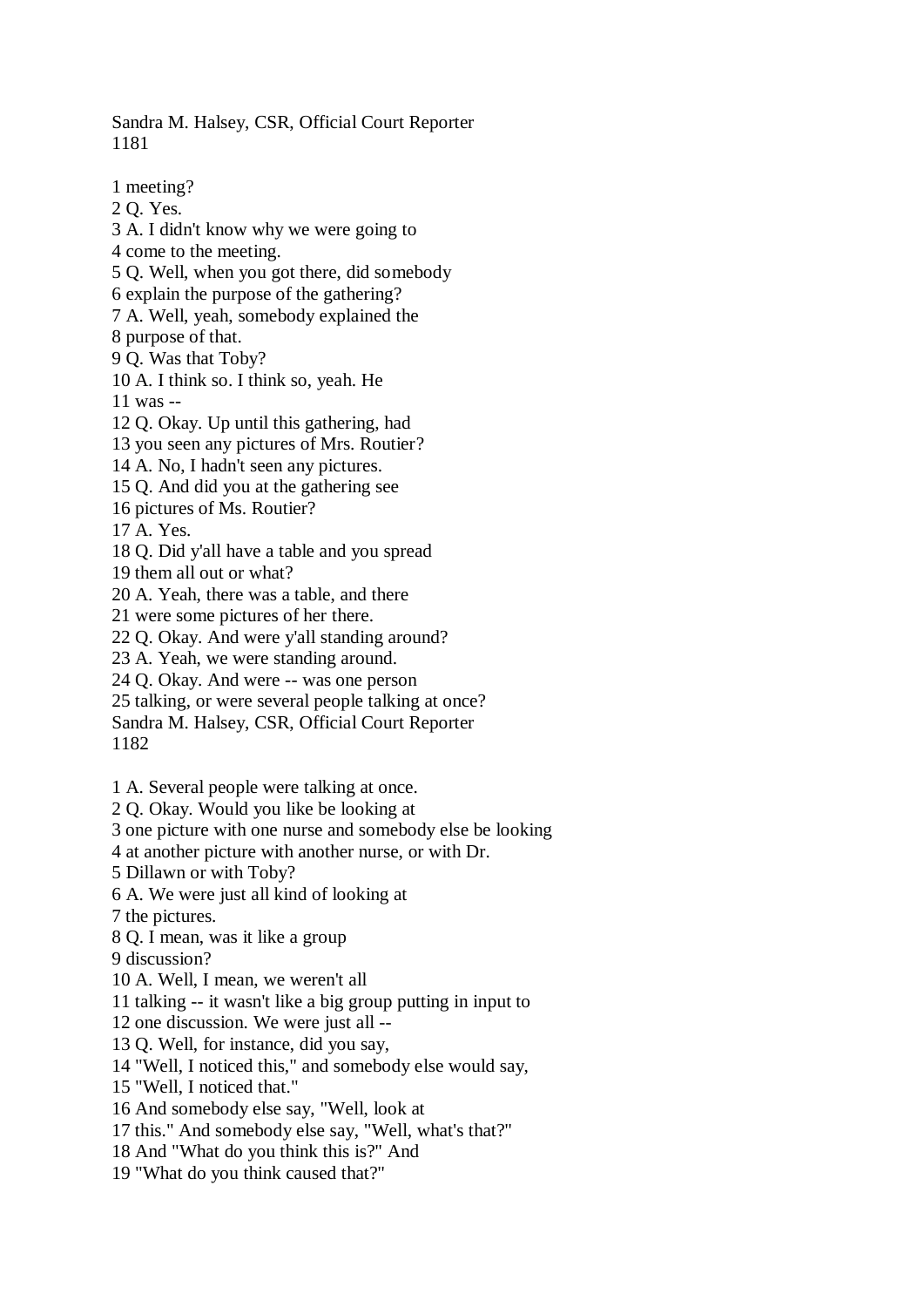1 meeting?
2 Q. Yes.
3 A. I didn't know why we were going to
4 come to the meeting.
5 Q. Well, when you got there, did somebody
6 explain the purpose of the gathering?
7 A. Well, yeah, somebody explained the
8 purpose of that.
9 Q. Was that Toby?
10 A. I think so. I think so, yeah. He
11 was --
12 Q. Okay. Up until this gathering, had
13 you seen any pictures of Mrs. Routier?
14 A. No, I hadn't seen any pictures.
15 Q. And did you at the gathering see
16 pictures of Ms. Routier?
17 A. Yes.
18 Q. Did y'all have a table and you spread
19 them all out or what?
20 A. Yeah, there was a table, and there
21 were some pictures of her there.
22 Q. Okay. And were y'all standing around?
23 A. Yeah, we were standing around.
24 Q. Okay. And were -- was one person
25 talking, or were several people talking at once?

1 A. Several people were talking at once.
2 Q. Okay. Would you like be looking at
3 one picture with one nurse and somebody else be looking
4 at another picture with another nurse, or with Dr.
5 Dillawn or with Toby?
6 A. We were just all kind of looking at
7 the pictures.
8 Q. I mean, was it like a group
9 discussion?
10 A. Well, I mean, we weren't all
11 talking -- it wasn't like a big group putting in input to
12 one discussion. We were just all --
13 Q. Well, for instance, did you say,
14 "Well, I noticed this," and somebody else would say,
15 "Well, I noticed that."
16 And somebody else say, "Well, look at
17 this." And somebody else say, "Well, what's that?"
18 And "What do you think this is?" And
19 "What do you think caused that?"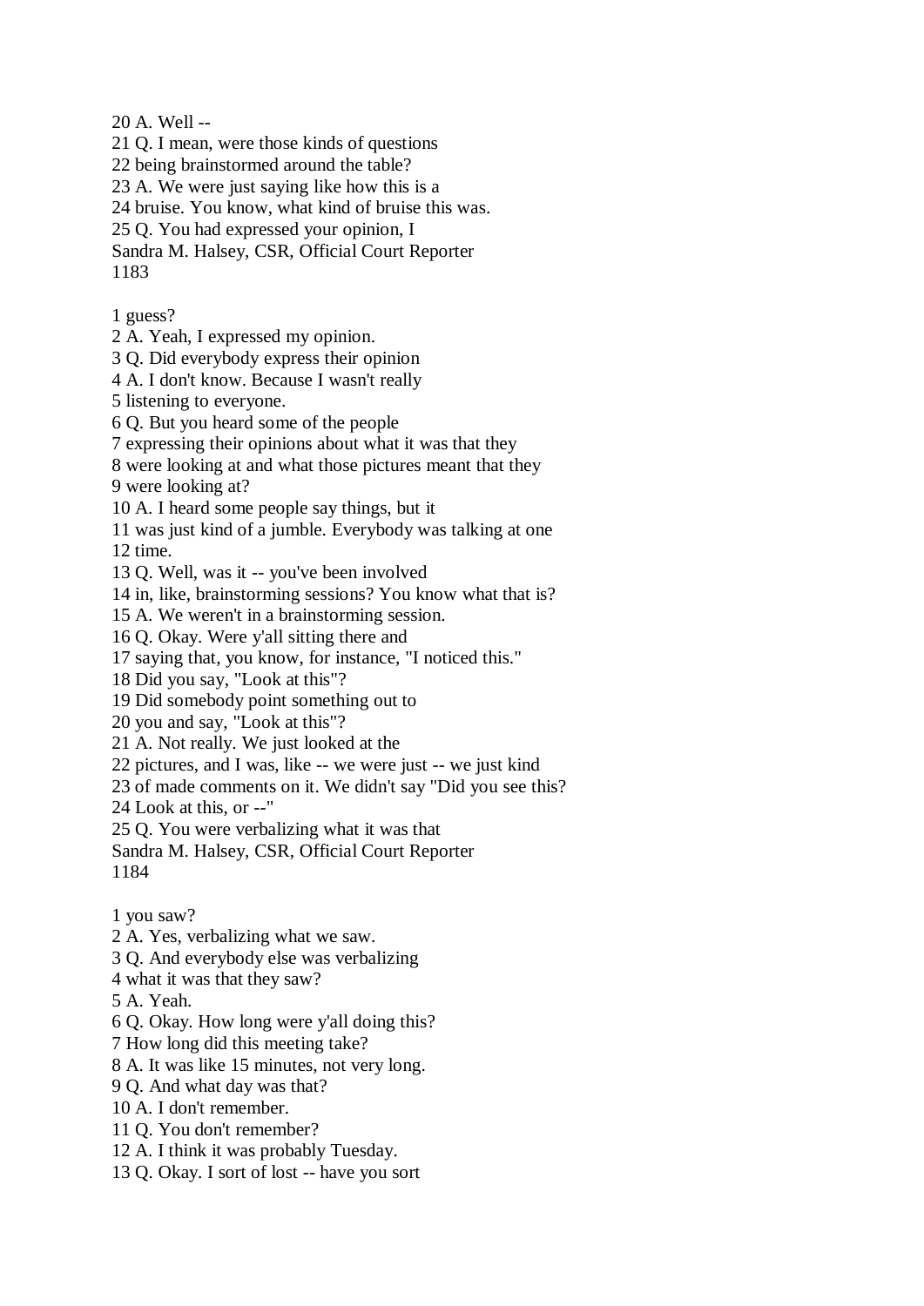20 A. Well --
21 Q. I mean, were those kinds of questions
22 being brainstormed around the table?
23 A. We were just saying like how this is a
24 bruise. You know, what kind of bruise this was.
25 Q. You had expressed your opinion, I

1 guess?
2 A. Yeah, I expressed my opinion.
3 Q. Did everybody express their opinion
4 A. I don't know. Because I wasn't really
5 listening to everyone.
6 Q. But you heard some of the people
7 expressing their opinions about what it was that they
8 were looking at and what those pictures meant that they
9 were looking at?
10 A. I heard some people say things, but it
11 was just kind of a jumble. Everybody was talking at one
12 time.
13 Q. Well, was it -- you've been involved
14 in, like, brainstorming sessions? You know what that is?
15 A. We weren't in a brainstorming session.
16 Q. Okay. Were y'all sitting there and
17 saying that, you know, for instance, "I noticed this."
18 Did you say, "Look at this"?
19 Did somebody point something out to
20 you and say, "Look at this"?
21 A. Not really. We just looked at the
22 pictures, and I was, like -- we were just -- we just kind
23 of made comments on it. We didn't say "Did you see this?
24 Look at this, or --"
25 Q. You were verbalizing what it was that

1 you saw?
2 A. Yes, verbalizing what we saw.
3 Q. And everybody else was verbalizing
4 what it was that they saw?
5 A. Yeah.
6 Q. Okay. How long were y'all doing this?
7 How long did this meeting take?
8 A. It was like 15 minutes, not very long.
9 Q. And what day was that?
10 A. I don't remember.
11 Q. You don't remember?
12 A. I think it was probably Tuesday.
13 Q. Okay. I sort of lost -- have you sort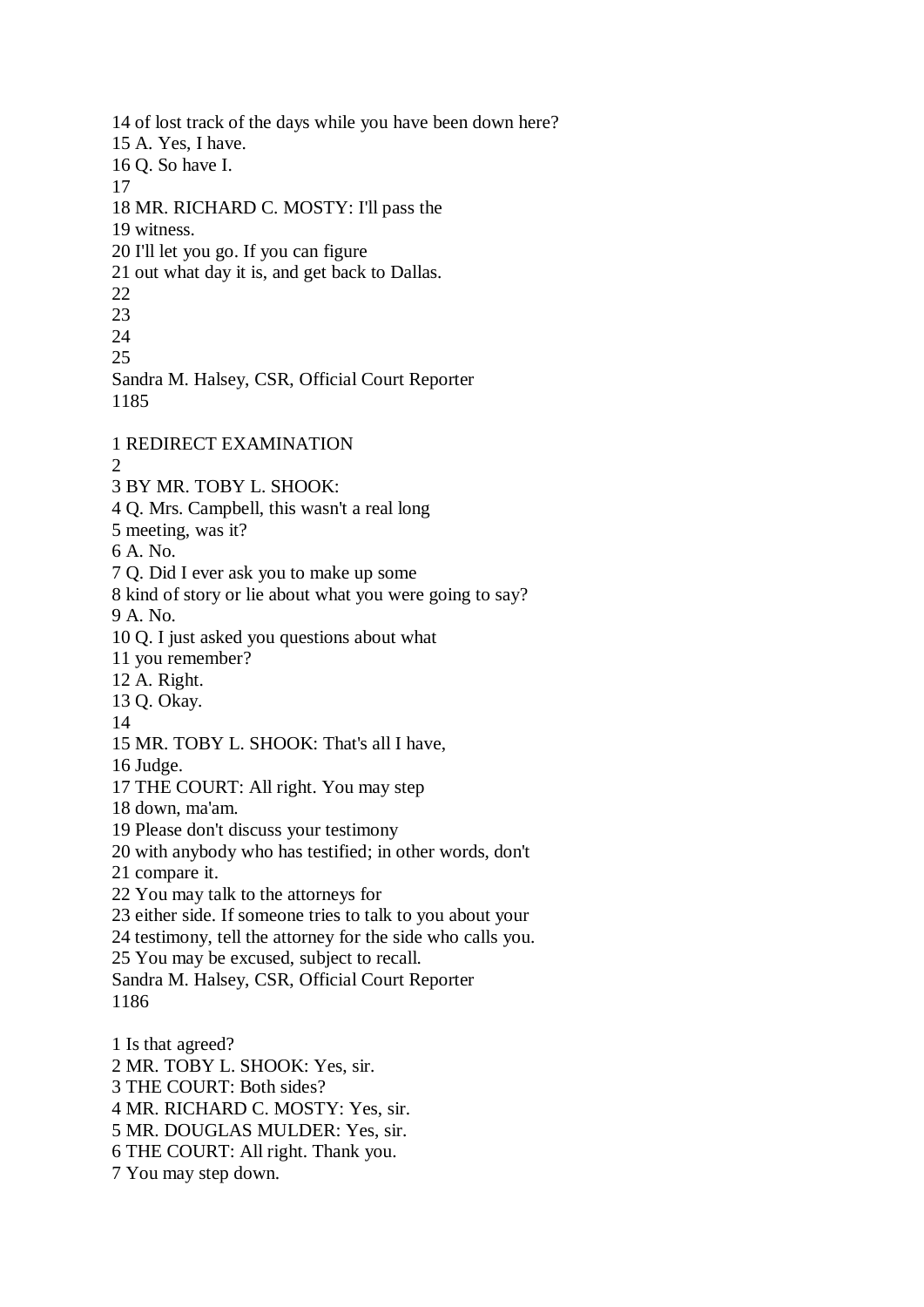14 of lost track of the days while you have been down here?
15 A. Yes, I have.
16 Q. So have I.
17
18 MR. RICHARD C. MOSTY: I'll pass the
19 witness.
20 I'll let you go. If you can figure
21 out what day it is, and get back to Dallas.
22
23
24
25
Sandra M. Halsey, CSR, Official Court Reporter
1185

1 REDIRECT EXAMINATION
2
3 BY MR. TOBY L. SHOOK:
4 Q. Mrs. Campbell, this wasn't a real long
5 meeting, was it?
6 A. No.
7 Q. Did I ever ask you to make up some
8 kind of story or lie about what you were going to say?
9 A. No.
10 Q. I just asked you questions about what
11 you remember?
12 A. Right.
13 Q. Okay.
14
15 MR. TOBY L. SHOOK: That's all I have,
16 Judge.
17 THE COURT: All right. You may step
18 down, ma'am.
19 Please don't discuss your testimony
20 with anybody who has testified; in other words, don't
21 compare it.
22 You may talk to the attorneys for
23 either side. If someone tries to talk to you about your
24 testimony, tell the attorney for the side who calls you.
25 You may be excused, subject to recall.
Sandra M. Halsey, CSR, Official Court Reporter
1186

1 Is that agreed?
2 MR. TOBY L. SHOOK: Yes, sir.
3 THE COURT: Both sides?
4 MR. RICHARD C. MOSTY: Yes, sir.
5 MR. DOUGLAS MULDER: Yes, sir.
6 THE COURT: All right. Thank you.
7 You may step down.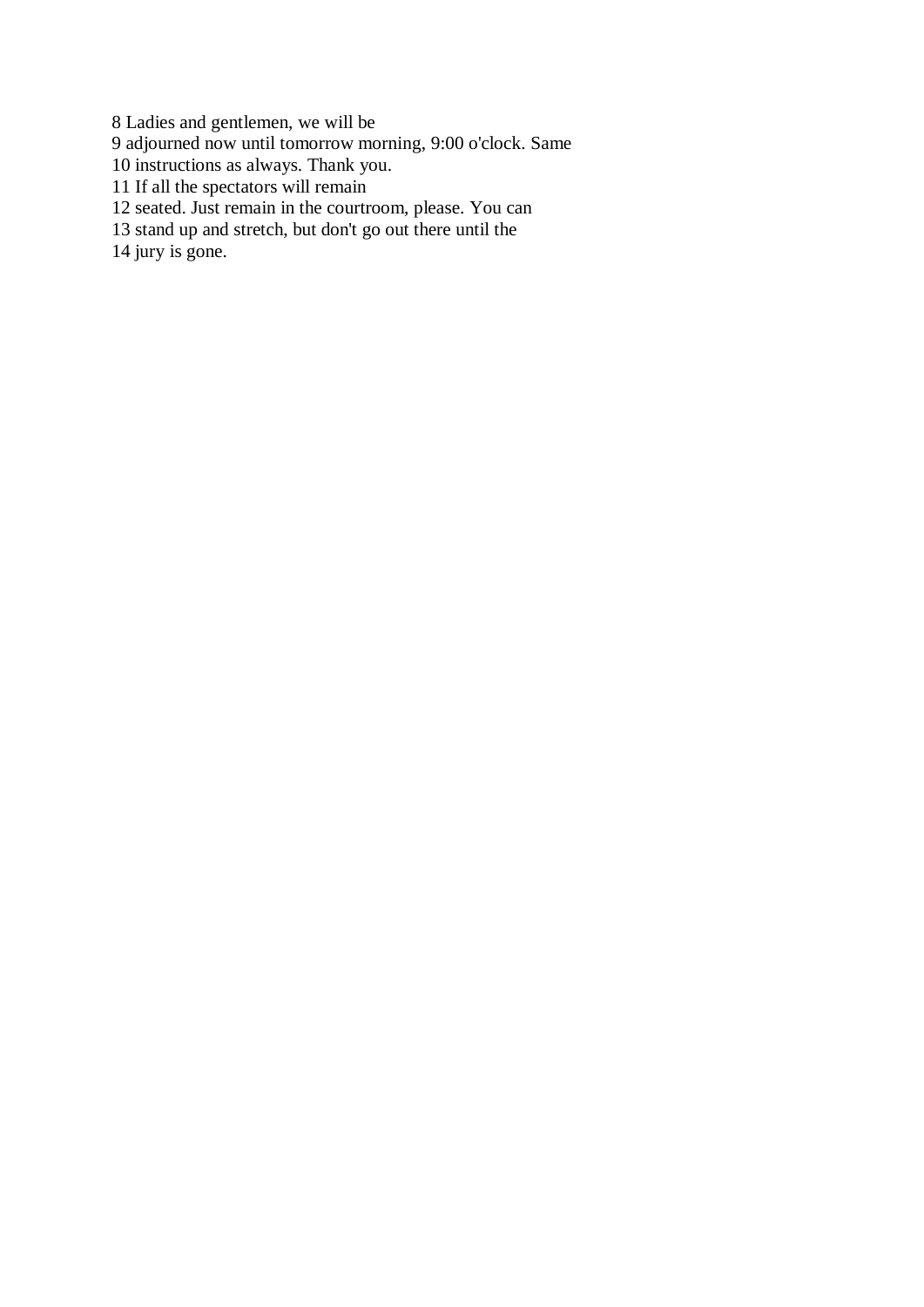8 Ladies and gentlemen, we will be
9 adjourned now until tomorrow morning, 9:00 o'clock. Same
10 instructions as always. Thank you.
11 If all the spectators will remain
12 seated. Just remain in the courtroom, please. You can
13 stand up and stretch, but don't go out there until the
14 jury is gone.